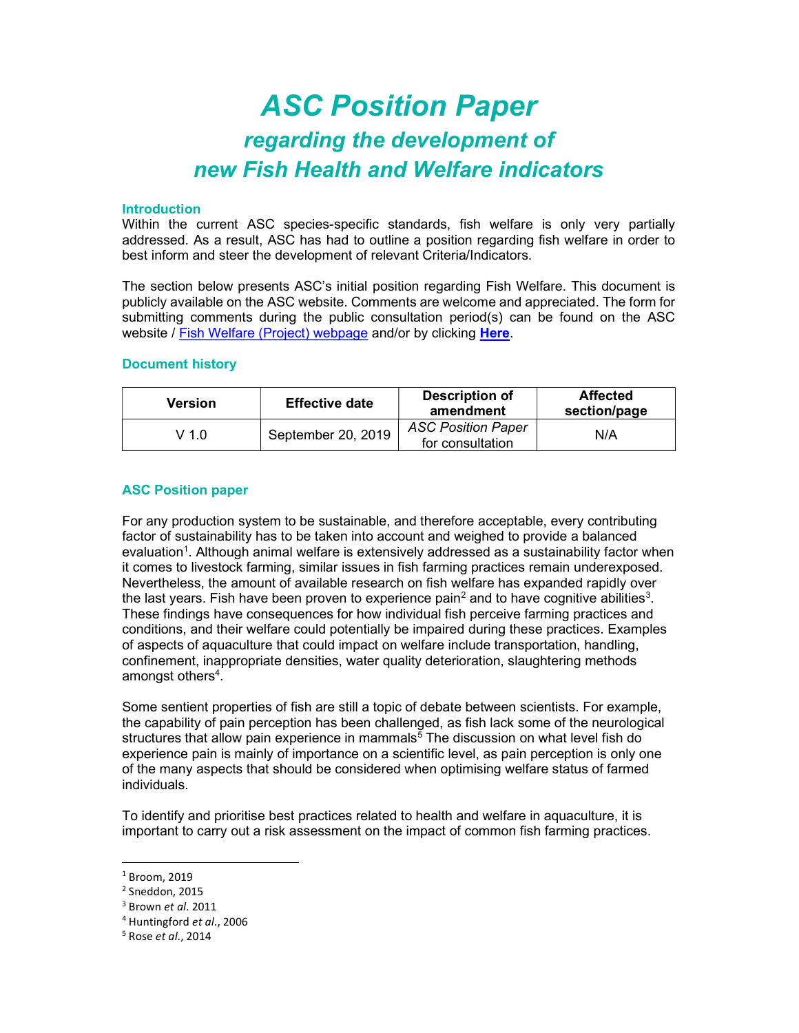# *ASC Position Paper*

## *regarding the development of new Fish Health and Welfare indicators*

### Introduction

Within the current ASC species-specific standards, fish welfare is only very partially addressed. As a result, ASC has had to outline a position regarding fish welfare in order to best inform and steer the development of relevant Criteria/Indicators.

The section below presents ASC's initial position regarding Fish Welfare. This document is publicly available on the ASC website. Comments are welcome and appreciated. The form for submitting comments during the public consultation period(s) can be found on the ASC website / [Fish Welfare (Project) webpage] and/or by clicking **[Here]**.

### Document history

| Version | Effective date | Description of amendment | Affected section/page |
|---|---|---|---|
| V 1.0 | September 20, 2019 | *ASC Position Paper* for consultation | N/A |

### ASC Position paper

For any production system to be sustainable, and therefore acceptable, every contributing factor of sustainability has to be taken into account and weighed to provide a balanced evaluation[1]. Although animal welfare is extensively addressed as a sustainability factor when it comes to livestock farming, similar issues in fish farming practices remain underexposed. Nevertheless, the amount of available research on fish welfare has expanded rapidly over the last years. Fish have been proven to experience pain[2] and to have cognitive abilities[3]. These findings have consequences for how individual fish perceive farming practices and conditions, and their welfare could potentially be impaired during these practices. Examples of aspects of aquaculture that could impact on welfare include transportation, handling, confinement, inappropriate densities, water quality deterioration, slaughtering methods amongst others[4].

Some sentient properties of fish are still a topic of debate between scientists. For example, the capability of pain perception has been challenged, as fish lack some of the neurological structures that allow pain experience in mammals[5] The discussion on what level fish do experience pain is mainly of importance on a scientific level, as pain perception is only one of the many aspects that should be considered when optimising welfare status of farmed individuals.

To identify and prioritise best practices related to health and welfare in aquaculture, it is important to carry out a risk assessment on the impact of common fish farming practices.

---

[1] Broom, 2019
[2] Sneddon, 2015
[3] Brown *et al*. 2011
[4] Huntingford *et al*., 2006
[5] Rose *et al*., 2014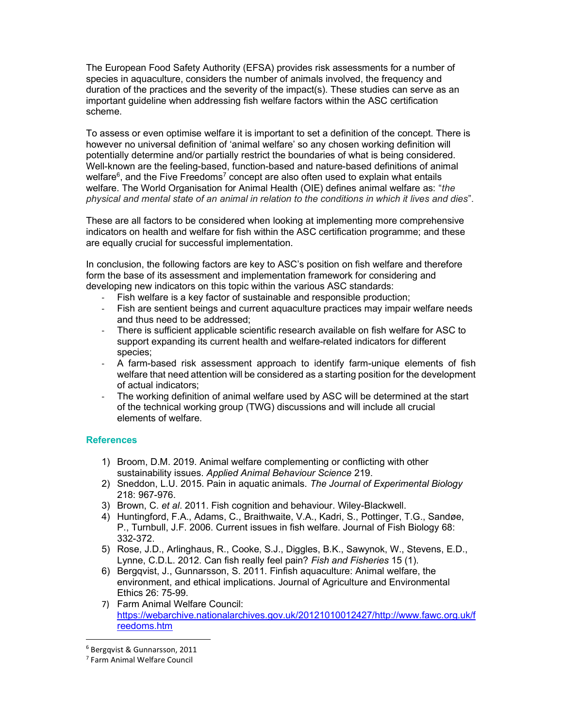The European Food Safety Authority (EFSA) provides risk assessments for a number of species in aquaculture, considers the number of animals involved, the frequency and duration of the practices and the severity of the impact(s). These studies can serve as an important guideline when addressing fish welfare factors within the ASC certification scheme.

To assess or even optimise welfare it is important to set a definition of the concept. There is however no universal definition of 'animal welfare' so any chosen working definition will potentially determine and/or partially restrict the boundaries of what is being considered. Well-known are the feeling-based, function-based and nature-based definitions of animal welfare[6], and the Five Freedoms[7] concept are also often used to explain what entails welfare. The World Organisation for Animal Health (OIE) defines animal welfare as: "*the physical and mental state of an animal in relation to the conditions in which it lives and dies*".

These are all factors to be considered when looking at implementing more comprehensive indicators on health and welfare for fish within the ASC certification programme; and these are equally crucial for successful implementation.

In conclusion, the following factors are key to ASC's position on fish welfare and therefore form the base of its assessment and implementation framework for considering and developing new indicators on this topic within the various ASC standards:

- Fish welfare is a key factor of sustainable and responsible production;
- Fish are sentient beings and current aquaculture practices may impair welfare needs and thus need to be addressed;
- There is sufficient applicable scientific research available on fish welfare for ASC to support expanding its current health and welfare-related indicators for different species;
- A farm-based risk assessment approach to identify farm-unique elements of fish welfare that need attention will be considered as a starting position for the development of actual indicators;
- The working definition of animal welfare used by ASC will be determined at the start of the technical working group (TWG) discussions and will include all crucial elements of welfare.

## References

1) Broom, D.M. 2019. Animal welfare complementing or conflicting with other sustainability issues. *Applied Animal Behaviour Science* 219.
2) Sneddon, L.U. 2015. Pain in aquatic animals. *The Journal of Experimental Biology* 218: 967-976.
3) Brown, C. *et al*. 2011. Fish cognition and behaviour. Wiley-Blackwell.
4) Huntingford, F.A., Adams, C., Braithwaite, V.A., Kadri, S., Pottinger, T.G., Sandøe, P., Turnbull, J.F. 2006. Current issues in fish welfare. Journal of Fish Biology 68: 332-372.
5) Rose, J.D., Arlinghaus, R., Cooke, S.J., Diggles, B.K., Sawynok, W., Stevens, E.D., Lynne, C.D.L. 2012. Can fish really feel pain? *Fish and Fisheries* 15 (1).
6) Bergqvist, J., Gunnarsson, S. 2011. Finfish aquaculture: Animal welfare, the environment, and ethical implications. Journal of Agriculture and Environmental Ethics 26: 75-99.
7) Farm Animal Welfare Council: https://webarchive.nationalarchives.gov.uk/20121010012427/http://www.fawc.org.uk/freedoms.htm

[6] Bergqvist & Gunnarsson, 2011

[7] Farm Animal Welfare Council